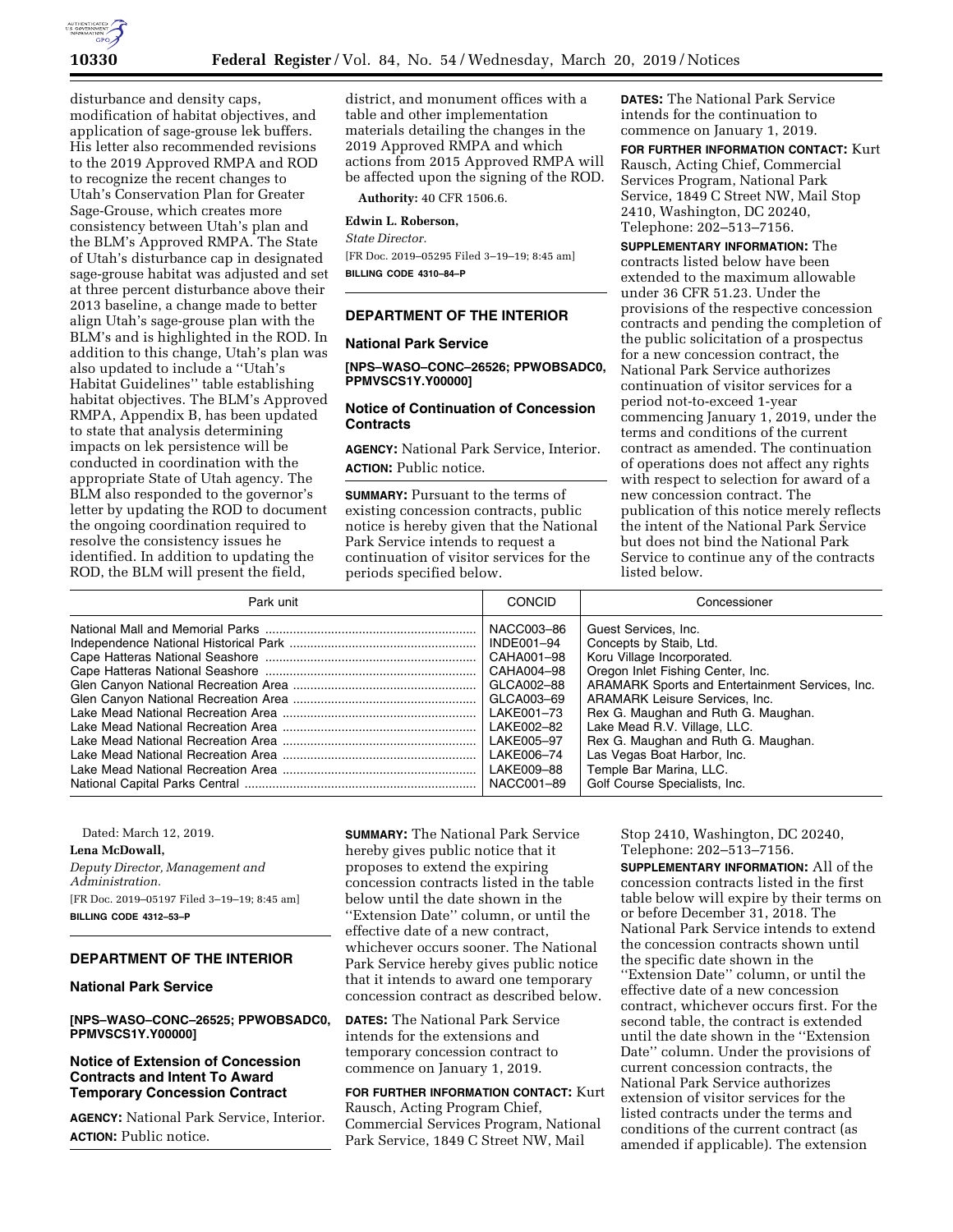disturbance and density caps, modification of habitat objectives, and application of sage-grouse lek buffers. His letter also recommended revisions to the 2019 Approved RMPA and ROD to recognize the recent changes to Utah's Conservation Plan for Greater Sage-Grouse, which creates more consistency between Utah's plan and the BLM's Approved RMPA. The State of Utah's disturbance cap in designated sage-grouse habitat was adjusted and set at three percent disturbance above their 2013 baseline, a change made to better align Utah's sage-grouse plan with the BLM's and is highlighted in the ROD. In addition to this change, Utah's plan was also updated to include a ''Utah's Habitat Guidelines'' table establishing habitat objectives. The BLM's Approved RMPA, Appendix B, has been updated to state that analysis determining impacts on lek persistence will be conducted in coordination with the appropriate State of Utah agency. The BLM also responded to the governor's letter by updating the ROD to document the ongoing coordination required to resolve the consistency issues he identified. In addition to updating the ROD, the BLM will present the field, district, and monument offices with a table and other implementation materials detailing the changes in the 2019 Approved RMPA and which actions from 2015 Approved RMPA will be affected upon the signing of the ROD.

**Authority:** 40 CFR 1506.6.

**Edwin L. Roberson,**

*State Director.*

[FR Doc. 2019–05295 Filed 3–19–19; 8:45 am]

**BILLING CODE 4310–84–P**

## DEPARTMENT OF THE INTERIOR

### National Park Service

**[NPS–WASO–CONC–26526; PPWOBSADC0, PPMVSCS1Y.Y00000]**

### Notice of Continuation of Concession Contracts

**AGENCY:** National Park Service, Interior.

**ACTION:** Public notice.

**SUMMARY:** Pursuant to the terms of existing concession contracts, public notice is hereby given that the National Park Service intends to request a continuation of visitor services for the periods specified below.

**DATES:** The National Park Service intends for the continuation to commence on January 1, 2019.

**FOR FURTHER INFORMATION CONTACT:** Kurt Rausch, Acting Chief, Commercial Services Program, National Park Service, 1849 C Street NW, Mail Stop 2410, Washington, DC 20240, Telephone: 202–513–7156.

**SUPPLEMENTARY INFORMATION:** The contracts listed below have been extended to the maximum allowable under 36 CFR 51.23. Under the provisions of the respective concession contracts and pending the completion of the public solicitation of a prospectus for a new concession contract, the National Park Service authorizes continuation of visitor services for a period not-to-exceed 1-year commencing January 1, 2019, under the terms and conditions of the current contract as amended. The continuation of operations does not affect any rights with respect to selection for award of a new concession contract. The publication of this notice merely reflects the intent of the National Park Service but does not bind the National Park Service to continue any of the contracts listed below.

| Park unit | CONCID | Concessioner |
|---|---|---|
| National Mall and Memorial Parks | NACC003–86 | Guest Services, Inc. |
| Independence National Historical Park | INDE001–94 | Concepts by Staib, Ltd. |
| Cape Hatteras National Seashore | CAHA001–98 | Koru Village Incorporated. |
| Cape Hatteras National Seashore | CAHA004–98 | Oregon Inlet Fishing Center, Inc. |
| Glen Canyon National Recreation Area | GLCA002–88 | ARAMARK Sports and Entertainment Services, Inc. |
| Glen Canyon National Recreation Area | GLCA003–69 | ARAMARK Leisure Services, Inc. |
| Lake Mead National Recreation Area | LAKE001–73 | Rex G. Maughan and Ruth G. Maughan. |
| Lake Mead National Recreation Area | LAKE002–82 | Lake Mead R.V. Village, LLC. |
| Lake Mead National Recreation Area | LAKE005–97 | Rex G. Maughan and Ruth G. Maughan. |
| Lake Mead National Recreation Area | LAKE006–74 | Las Vegas Boat Harbor, Inc. |
| Lake Mead National Recreation Area | LAKE009–88 | Temple Bar Marina, LLC. |
| National Capital Parks Central | NACC001–89 | Golf Course Specialists, Inc. |

Dated: March 12, 2019.

**Lena McDowall,**

*Deputy Director, Management and Administration.*

[FR Doc. 2019–05197 Filed 3–19–19; 8:45 am]

**BILLING CODE 4312–53–P**

## DEPARTMENT OF THE INTERIOR

### National Park Service

**[NPS–WASO–CONC–26525; PPWOBSADC0, PPMVSCS1Y.Y00000]**

### Notice of Extension of Concession Contracts and Intent To Award Temporary Concession Contract

**AGENCY:** National Park Service, Interior.

**ACTION:** Public notice.

**SUMMARY:** The National Park Service hereby gives public notice that it proposes to extend the expiring concession contracts listed in the table below until the date shown in the ''Extension Date'' column, or until the effective date of a new contract, whichever occurs sooner. The National Park Service hereby gives public notice that it intends to award one temporary concession contract as described below.

**DATES:** The National Park Service intends for the extensions and temporary concession contract to commence on January 1, 2019.

**FOR FURTHER INFORMATION CONTACT:** Kurt Rausch, Acting Program Chief, Commercial Services Program, National Park Service, 1849 C Street NW, Mail Stop 2410, Washington, DC 20240, Telephone: 202–513–7156.

**SUPPLEMENTARY INFORMATION:** All of the concession contracts listed in the first table below will expire by their terms on or before December 31, 2018. The National Park Service intends to extend the concession contracts shown until the specific date shown in the ''Extension Date'' column, or until the effective date of a new concession contract, whichever occurs first. For the second table, the contract is extended until the date shown in the ''Extension Date'' column. Under the provisions of current concession contracts, the National Park Service authorizes extension of visitor services for the listed contracts under the terms and conditions of the current contract (as amended if applicable). The extension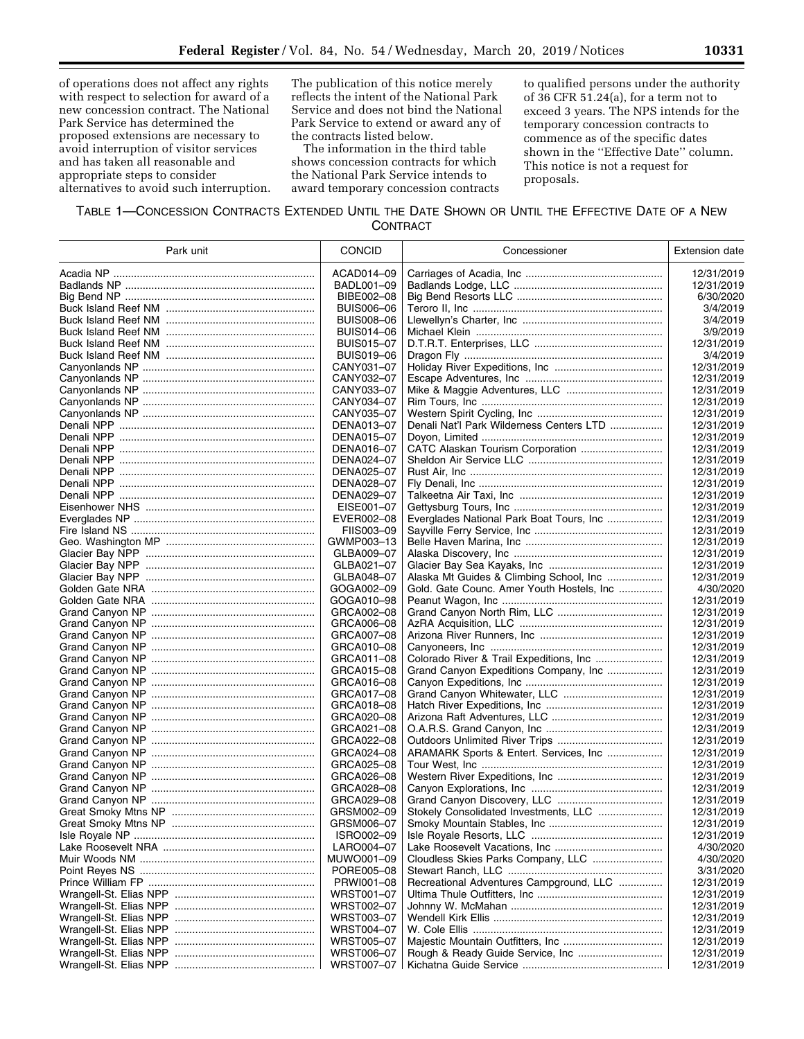of operations does not affect any rights with respect to selection for award of a new concession contract. The National Park Service has determined the proposed extensions are necessary to avoid interruption of visitor services and has taken all reasonable and appropriate steps to consider alternatives to avoid such interruption.

The publication of this notice merely reflects the intent of the National Park Service and does not bind the National Park Service to extend or award any of the contracts listed below.

The information in the third table shows concession contracts for which the National Park Service intends to award temporary concession contracts to qualified persons under the authority of 36 CFR 51.24(a), for a term not to exceed 3 years. The NPS intends for the temporary concession contracts to commence as of the specific dates shown in the ''Effective Date'' column. This notice is not a request for proposals.

TABLE 1—CONCESSION CONTRACTS EXTENDED UNTIL THE DATE SHOWN OR UNTIL THE EFFECTIVE DATE OF A NEW CONTRACT

| Park unit | CONCID | Concessioner | Extension date |
|---|---|---|---|
| Acadia NP | ACAD014–09 | Carriages of Acadia, Inc | 12/31/2019 |
| Badlands NP | BADL001–09 | Badlands Lodge, LLC | 12/31/2019 |
| Big Bend NP | BIBE002–08 | Big Bend Resorts LLC | 6/30/2020 |
| Buck Island Reef NM | BUIS006–06 | Teroro II, Inc | 3/4/2019 |
| Buck Island Reef NM | BUIS008–06 | Llewellyn's Charter, Inc | 3/4/2019 |
| Buck Island Reef NM | BUIS014–06 | Michael Klein | 3/9/2019 |
| Buck Island Reef NM | BUIS015–07 | D.T.R.T. Enterprises, LLC | 12/31/2019 |
| Buck Island Reef NM | BUIS019–06 | Dragon Fly | 3/4/2019 |
| Canyonlands NP | CANY031–07 | Holiday River Expeditions, Inc | 12/31/2019 |
| Canyonlands NP | CANY032–07 | Escape Adventures, Inc | 12/31/2019 |
| Canyonlands NP | CANY033–07 | Mike & Maggie Adventures, LLC | 12/31/2019 |
| Canyonlands NP | CANY034–07 | Rim Tours, Inc | 12/31/2019 |
| Canyonlands NP | CANY035–07 | Western Spirit Cycling, Inc | 12/31/2019 |
| Denali NPP | DENA013–07 | Denali Nat'l Park Wilderness Centers LTD | 12/31/2019 |
| Denali NPP | DENA015–07 | Doyon, Limited | 12/31/2019 |
| Denali NPP | DENA016–07 | CATC Alaskan Tourism Corporation | 12/31/2019 |
| Denali NPP | DENA024–07 | Sheldon Air Service LLC | 12/31/2019 |
| Denali NPP | DENA025–07 | Rust Air, Inc | 12/31/2019 |
| Denali NPP | DENA028–07 | Fly Denali, Inc | 12/31/2019 |
| Denali NPP | DENA029–07 | Talkeetna Air Taxi, Inc | 12/31/2019 |
| Eisenhower NHS | EISE001–07 | Gettysburg Tours, Inc | 12/31/2019 |
| Everglades NP | EVER002–08 | Everglades National Park Boat Tours, Inc | 12/31/2019 |
| Fire Island NS | FIIS003–09 | Sayville Ferry Service, Inc | 12/31/2019 |
| Geo. Washington MP | GWMP003–13 | Belle Haven Marina, Inc | 12/31/2019 |
| Glacier Bay NPP | GLBA009–07 | Alaska Discovery, Inc | 12/31/2019 |
| Glacier Bay NPP | GLBA021–07 | Glacier Bay Sea Kayaks, Inc | 12/31/2019 |
| Glacier Bay NPP | GLBA048–07 | Alaska Mt Guides & Climbing School, Inc | 12/31/2019 |
| Golden Gate NRA | GOGA002–09 | Gold. Gate Counc. Amer Youth Hostels, Inc | 4/30/2020 |
| Golden Gate NRA | GOGA010–98 | Peanut Wagon, Inc | 12/31/2019 |
| Grand Canyon NP | GRCA002–08 | Grand Canyon North Rim, LLC | 12/31/2019 |
| Grand Canyon NP | GRCA006–08 | AzRA Acquisition, LLC | 12/31/2019 |
| Grand Canyon NP | GRCA007–08 | Arizona River Runners, Inc | 12/31/2019 |
| Grand Canyon NP | GRCA010–08 | Canyoneers, Inc | 12/31/2019 |
| Grand Canyon NP | GRCA011–08 | Colorado River & Trail Expeditions, Inc | 12/31/2019 |
| Grand Canyon NP | GRCA015–08 | Grand Canyon Expeditions Company, Inc | 12/31/2019 |
| Grand Canyon NP | GRCA016–08 | Canyon Expeditions, Inc | 12/31/2019 |
| Grand Canyon NP | GRCA017–08 | Grand Canyon Whitewater, LLC | 12/31/2019 |
| Grand Canyon NP | GRCA018–08 | Hatch River Expeditions, Inc | 12/31/2019 |
| Grand Canyon NP | GRCA020–08 | Arizona Raft Adventures, LLC | 12/31/2019 |
| Grand Canyon NP | GRCA021–08 | O.A.R.S. Grand Canyon, Inc | 12/31/2019 |
| Grand Canyon NP | GRCA022–08 | Outdoors Unlimited River Trips | 12/31/2019 |
| Grand Canyon NP | GRCA024–08 | ARAMARK Sports & Entert. Services, Inc | 12/31/2019 |
| Grand Canyon NP | GRCA025–08 | Tour West, Inc | 12/31/2019 |
| Grand Canyon NP | GRCA026–08 | Western River Expeditions, Inc | 12/31/2019 |
| Grand Canyon NP | GRCA028–08 | Canyon Explorations, Inc | 12/31/2019 |
| Grand Canyon NP | GRCA029–08 | Grand Canyon Discovery, LLC | 12/31/2019 |
| Great Smoky Mtns NP | GRSM002–09 | Stokely Consolidated Investments, LLC | 12/31/2019 |
| Great Smoky Mtns NP | GRSM006–07 | Smoky Mountain Stables, Inc | 12/31/2019 |
| Isle Royale NP | ISRO002–09 | Isle Royale Resorts, LLC | 12/31/2019 |
| Lake Roosevelt NRA | LARO004–07 | Lake Roosevelt Vacations, Inc | 4/30/2020 |
| Muir Woods NM | MUWO001–09 | Cloudless Skies Parks Company, LLC | 4/30/2020 |
| Point Reyes NS | PORE005–08 | Stewart Ranch, LLC | 3/31/2020 |
| Prince William FP | PRWI001–08 | Recreational Adventures Campground, LLC | 12/31/2019 |
| Wrangell-St. Elias NPP | WRST001–07 | Ultima Thule Outfitters, Inc | 12/31/2019 |
| Wrangell-St. Elias NPP | WRST002–07 | Johnny W. McMahan | 12/31/2019 |
| Wrangell-St. Elias NPP | WRST003–07 | Wendell Kirk Ellis | 12/31/2019 |
| Wrangell-St. Elias NPP | WRST004–07 | W. Cole Ellis | 12/31/2019 |
| Wrangell-St. Elias NPP | WRST005–07 | Majestic Mountain Outfitters, Inc | 12/31/2019 |
| Wrangell-St. Elias NPP | WRST006–07 | Rough & Ready Guide Service, Inc | 12/31/2019 |
| Wrangell-St. Elias NPP | WRST007–07 | Kichatna Guide Service | 12/31/2019 |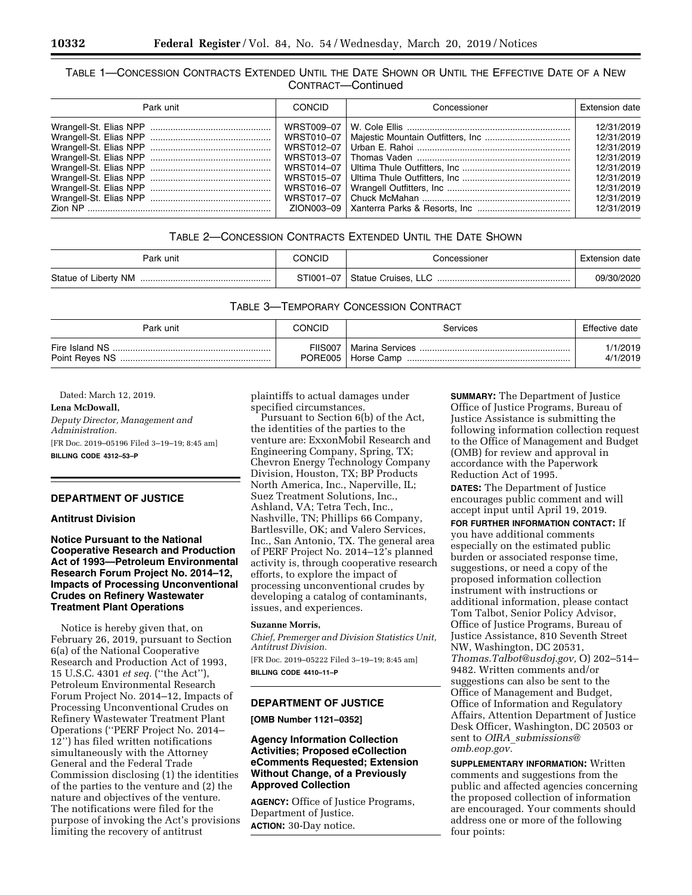TABLE 1—CONCESSION CONTRACTS EXTENDED UNTIL THE DATE SHOWN OR UNTIL THE EFFECTIVE DATE OF A NEW CONTRACT—Continued

| Park unit | CONCID | Concessioner | Extension date |
|---|---|---|---|
| Wrangell-St. Elias NPP | WRST009–07 | W. Cole Ellis | 12/31/2019 |
| Wrangell-St. Elias NPP | WRST010–07 | Majestic Mountain Outfitters, Inc | 12/31/2019 |
| Wrangell-St. Elias NPP | WRST012–07 | Urban E. Rahoi | 12/31/2019 |
| Wrangell-St. Elias NPP | WRST013–07 | Thomas Vaden | 12/31/2019 |
| Wrangell-St. Elias NPP | WRST014–07 | Ultima Thule Outfitters, Inc | 12/31/2019 |
| Wrangell-St. Elias NPP | WRST015–07 | Ultima Thule Outfitters, Inc | 12/31/2019 |
| Wrangell-St. Elias NPP | WRST016–07 | Wrangell Outfitters, Inc | 12/31/2019 |
| Wrangell-St. Elias NPP | WRST017–07 | Chuck McMahan | 12/31/2019 |
| Zion NP | ZION003–09 | Xanterra Parks & Resorts, Inc | 12/31/2019 |

TABLE 2—CONCESSION CONTRACTS EXTENDED UNTIL THE DATE SHOWN

| Park unit | CONCID | Concessioner | Extension date |
|---|---|---|---|
| Statue of Liberty NM | STI001–07 | Statue Cruises, LLC | 09/30/2020 |

TABLE 3—TEMPORARY CONCESSION CONTRACT

| Park unit | CONCID | Services | Effective date |
|---|---|---|---|
| Fire Island NS | FIIS007 | Marina Services | 1/1/2019 |
| Point Reyes NS | PORE005 | Horse Camp | 4/1/2019 |

Dated: March 12, 2019.

**Lena McDowall,**

*Deputy Director, Management and Administration.*

[FR Doc. 2019–05196 Filed 3–19–19; 8:45 am]

**BILLING CODE 4312–53–P**

## DEPARTMENT OF JUSTICE

### Antitrust Division

### Notice Pursuant to the National Cooperative Research and Production Act of 1993—Petroleum Environmental Research Forum Project No. 2014–12, Impacts of Processing Unconventional Crudes on Refinery Wastewater Treatment Plant Operations

Notice is hereby given that, on February 26, 2019, pursuant to Section 6(a) of the National Cooperative Research and Production Act of 1993, 15 U.S.C. 4301 *et seq.* (''the Act''), Petroleum Environmental Research Forum Project No. 2014–12, Impacts of Processing Unconventional Crudes on Refinery Wastewater Treatment Plant Operations (''PERF Project No. 2014–12'') has filed written notifications simultaneously with the Attorney General and the Federal Trade Commission disclosing (1) the identities of the parties to the venture and (2) the nature and objectives of the venture. The notifications were filed for the purpose of invoking the Act's provisions limiting the recovery of antitrust plaintiffs to actual damages under specified circumstances.

Pursuant to Section 6(b) of the Act, the identities of the parties to the venture are: ExxonMobil Research and Engineering Company, Spring, TX; Chevron Energy Technology Company Division, Houston, TX; BP Products North America, Inc., Naperville, IL; Suez Treatment Solutions, Inc., Ashland, VA; Tetra Tech, Inc., Nashville, TN; Phillips 66 Company, Bartlesville, OK; and Valero Services, Inc., San Antonio, TX. The general area of PERF Project No. 2014–12's planned activity is, through cooperative research efforts, to explore the impact of processing unconventional crudes by developing a catalog of contaminants, issues, and experiences.

**Suzanne Morris,**

*Chief, Premerger and Division Statistics Unit, Antitrust Division.*

[FR Doc. 2019–05222 Filed 3–19–19; 8:45 am]

**BILLING CODE 4410–11–P**

## DEPARTMENT OF JUSTICE

**[OMB Number 1121–0352]**

### Agency Information Collection Activities; Proposed eCollection eComments Requested; Extension Without Change, of a Previously Approved Collection

**AGENCY:** Office of Justice Programs, Department of Justice.

**ACTION:** 30-Day notice.

**SUMMARY:** The Department of Justice Office of Justice Programs, Bureau of Justice Assistance is submitting the following information collection request to the Office of Management and Budget (OMB) for review and approval in accordance with the Paperwork Reduction Act of 1995.

**DATES:** The Department of Justice encourages public comment and will accept input until April 19, 2019.

**FOR FURTHER INFORMATION CONTACT:** If you have additional comments especially on the estimated public burden or associated response time, suggestions, or need a copy of the proposed information collection instrument with instructions or additional information, please contact Tom Talbot, Senior Policy Advisor, Office of Justice Programs, Bureau of Justice Assistance, 810 Seventh Street NW, Washington, DC 20531, *Thomas.Talbot@usdoj.gov,* O) 202–514–9482. Written comments and/or suggestions can also be sent to the Office of Management and Budget, Office of Information and Regulatory Affairs, Attention Department of Justice Desk Officer, Washington, DC 20503 or sent to *OIRA_submissions@omb.eop.gov.*

**SUPPLEMENTARY INFORMATION:** Written comments and suggestions from the public and affected agencies concerning the proposed collection of information are encouraged. Your comments should address one or more of the following four points: